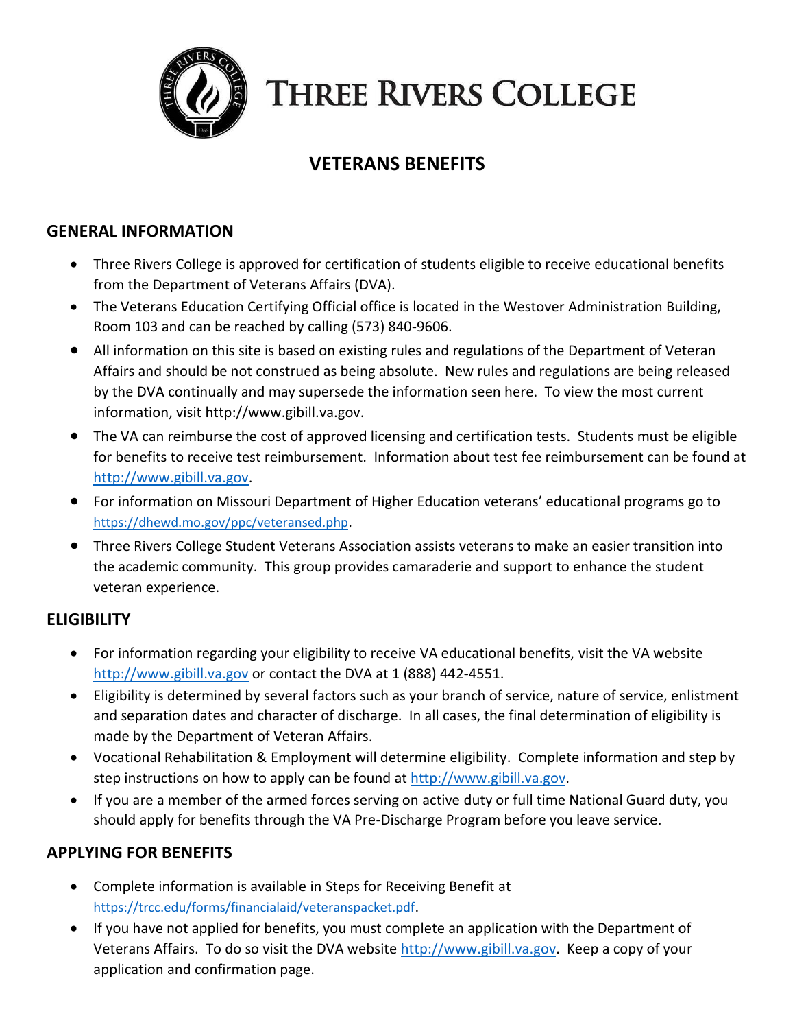# THREE RIVERS COLLEGE

## VETERANS BENEFITS

### GENERAL INFORMATION

- Three Rivers College is approved for certification of students eligible to receive educational benefits from the Department of Veterans Affairs (DVA).
- The Veterans Education Certifying Official office is located in the Westover Administration Building, Room 103 and can be reached by calling (573) 840-9606.
- All information on this site is based on existing rules and regulations of the Department of Veteran Affairs and should be not construed as being absolute. New rules and regulations are being released by the DVA continually and may supersede the information seen here. To view the most current information, visit http://www.gibill.va.gov.
- The VA can reimburse the cost of approved licensing and certification tests. Students must be eligible for benefits to receive test reimbursement. Information about test fee reimbursement can be found at http://www.gibill.va.gov.
- For information on Missouri Department of Higher Education veterans' educational programs go to https://dhewd.mo.gov/ppc/veteransed.php.
- Three Rivers College Student Veterans Association assists veterans to make an easier transition into the academic community. This group provides camaraderie and support to enhance the student veteran experience.

### ELIGIBILITY

- For information regarding your eligibility to receive VA educational benefits, visit the VA website http://www.gibill.va.gov or contact the DVA at 1 (888) 442-4551.
- Eligibility is determined by several factors such as your branch of service, nature of service, enlistment and separation dates and character of discharge. In all cases, the final determination of eligibility is made by the Department of Veteran Affairs.
- Vocational Rehabilitation & Employment will determine eligibility. Complete information and step by step instructions on how to apply can be found at http://www.gibill.va.gov.
- If you are a member of the armed forces serving on active duty or full time National Guard duty, you should apply for benefits through the VA Pre-Discharge Program before you leave service.

### APPLYING FOR BENEFITS

- Complete information is available in Steps for Receiving Benefit at https://trcc.edu/forms/financialaid/veteranspacket.pdf.
- If you have not applied for benefits, you must complete an application with the Department of Veterans Affairs. To do so visit the DVA website http://www.gibill.va.gov. Keep a copy of your application and confirmation page.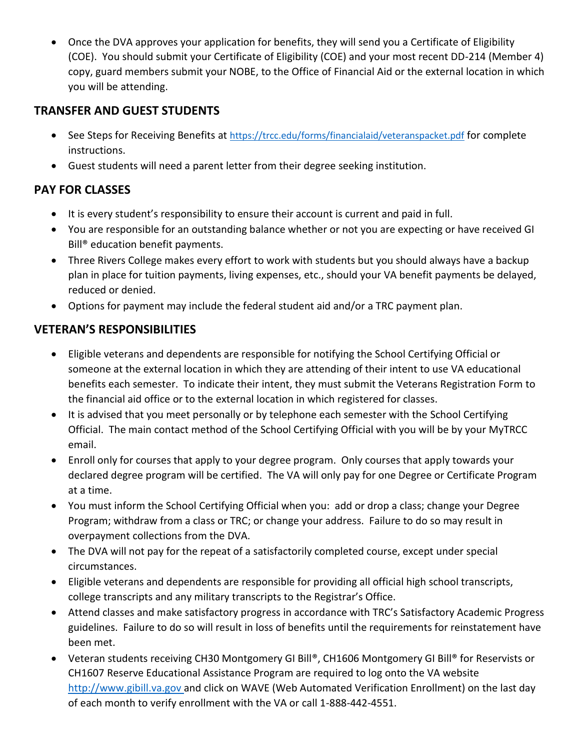- Once the DVA approves your application for benefits, they will send you a Certificate of Eligibility (COE). You should submit your Certificate of Eligibility (COE) and your most recent DD-214 (Member 4) copy, guard members submit your NOBE, to the Office of Financial Aid or the external location in which you will be attending.

## TRANSFER AND GUEST STUDENTS

- See Steps for Receiving Benefits at https://trcc.edu/forms/financialaid/veteranspacket.pdf for complete instructions.
- Guest students will need a parent letter from their degree seeking institution.

## PAY FOR CLASSES

- It is every student's responsibility to ensure their account is current and paid in full.
- You are responsible for an outstanding balance whether or not you are expecting or have received GI Bill® education benefit payments.
- Three Rivers College makes every effort to work with students but you should always have a backup plan in place for tuition payments, living expenses, etc., should your VA benefit payments be delayed, reduced or denied.
- Options for payment may include the federal student aid and/or a TRC payment plan.

## VETERAN'S RESPONSIBILITIES

- Eligible veterans and dependents are responsible for notifying the School Certifying Official or someone at the external location in which they are attending of their intent to use VA educational benefits each semester. To indicate their intent, they must submit the Veterans Registration Form to the financial aid office or to the external location in which registered for classes.
- It is advised that you meet personally or by telephone each semester with the School Certifying Official. The main contact method of the School Certifying Official with you will be by your MyTRCC email.
- Enroll only for courses that apply to your degree program. Only courses that apply towards your declared degree program will be certified. The VA will only pay for one Degree or Certificate Program at a time.
- You must inform the School Certifying Official when you: add or drop a class; change your Degree Program; withdraw from a class or TRC; or change your address. Failure to do so may result in overpayment collections from the DVA.
- The DVA will not pay for the repeat of a satisfactorily completed course, except under special circumstances.
- Eligible veterans and dependents are responsible for providing all official high school transcripts, college transcripts and any military transcripts to the Registrar's Office.
- Attend classes and make satisfactory progress in accordance with TRC's Satisfactory Academic Progress guidelines. Failure to do so will result in loss of benefits until the requirements for reinstatement have been met.
- Veteran students receiving CH30 Montgomery GI Bill®, CH1606 Montgomery GI Bill® for Reservists or CH1607 Reserve Educational Assistance Program are required to log onto the VA website http://www.gibill.va.gov and click on WAVE (Web Automated Verification Enrollment) on the last day of each month to verify enrollment with the VA or call 1-888-442-4551.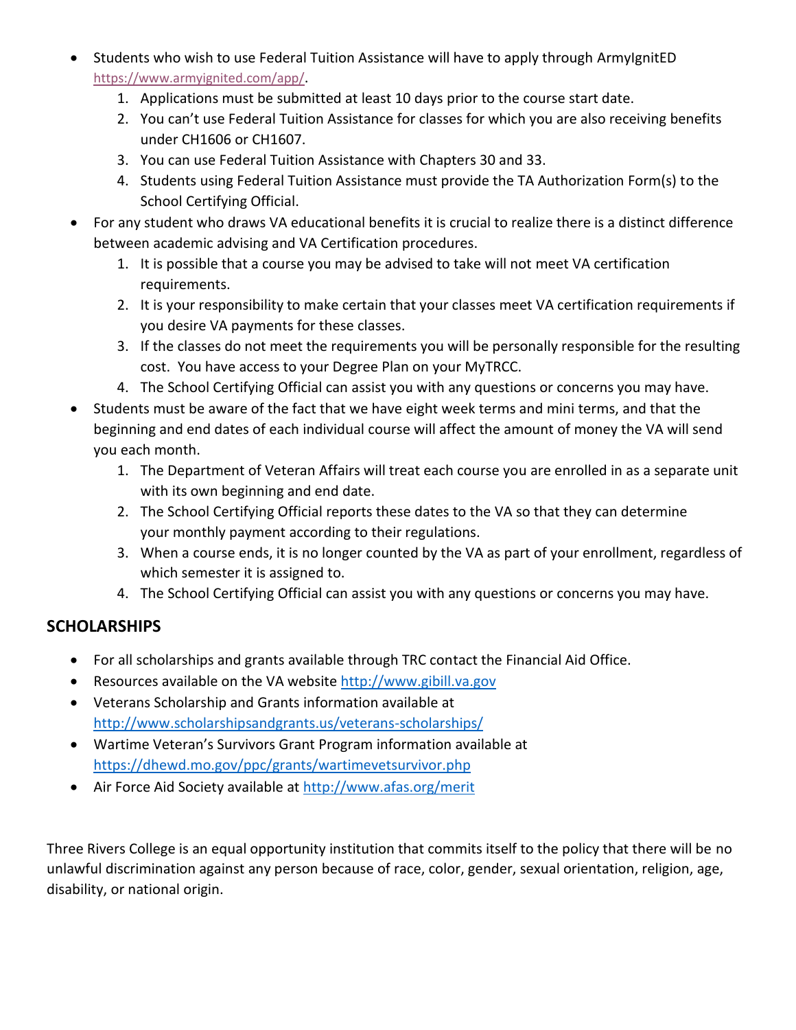- Students who wish to use Federal Tuition Assistance will have to apply through ArmyIgnitED https://www.armyignited.com/app/.
    1. Applications must be submitted at least 10 days prior to the course start date.
    2. You can't use Federal Tuition Assistance for classes for which you are also receiving benefits under CH1606 or CH1607.
    3. You can use Federal Tuition Assistance with Chapters 30 and 33.
    4. Students using Federal Tuition Assistance must provide the TA Authorization Form(s) to the School Certifying Official.
- For any student who draws VA educational benefits it is crucial to realize there is a distinct difference between academic advising and VA Certification procedures.
    1. It is possible that a course you may be advised to take will not meet VA certification requirements.
    2. It is your responsibility to make certain that your classes meet VA certification requirements if you desire VA payments for these classes.
    3. If the classes do not meet the requirements you will be personally responsible for the resulting cost. You have access to your Degree Plan on your MyTRCC.
    4. The School Certifying Official can assist you with any questions or concerns you may have.
- Students must be aware of the fact that we have eight week terms and mini terms, and that the beginning and end dates of each individual course will affect the amount of money the VA will send you each month.
    1. The Department of Veteran Affairs will treat each course you are enrolled in as a separate unit with its own beginning and end date.
    2. The School Certifying Official reports these dates to the VA so that they can determine your monthly payment according to their regulations.
    3. When a course ends, it is no longer counted by the VA as part of your enrollment, regardless of which semester it is assigned to.
    4. The School Certifying Official can assist you with any questions or concerns you may have.

## SCHOLARSHIPS

- For all scholarships and grants available through TRC contact the Financial Aid Office.
- Resources available on the VA website http://www.gibill.va.gov
- Veterans Scholarship and Grants information available at http://www.scholarshipsandgrants.us/veterans-scholarships/
- Wartime Veteran's Survivors Grant Program information available at https://dhewd.mo.gov/ppc/grants/wartimevetsurvivor.php
- Air Force Aid Society available at http://www.afas.org/merit

Three Rivers College is an equal opportunity institution that commits itself to the policy that there will be no unlawful discrimination against any person because of race, color, gender, sexual orientation, religion, age, disability, or national origin.